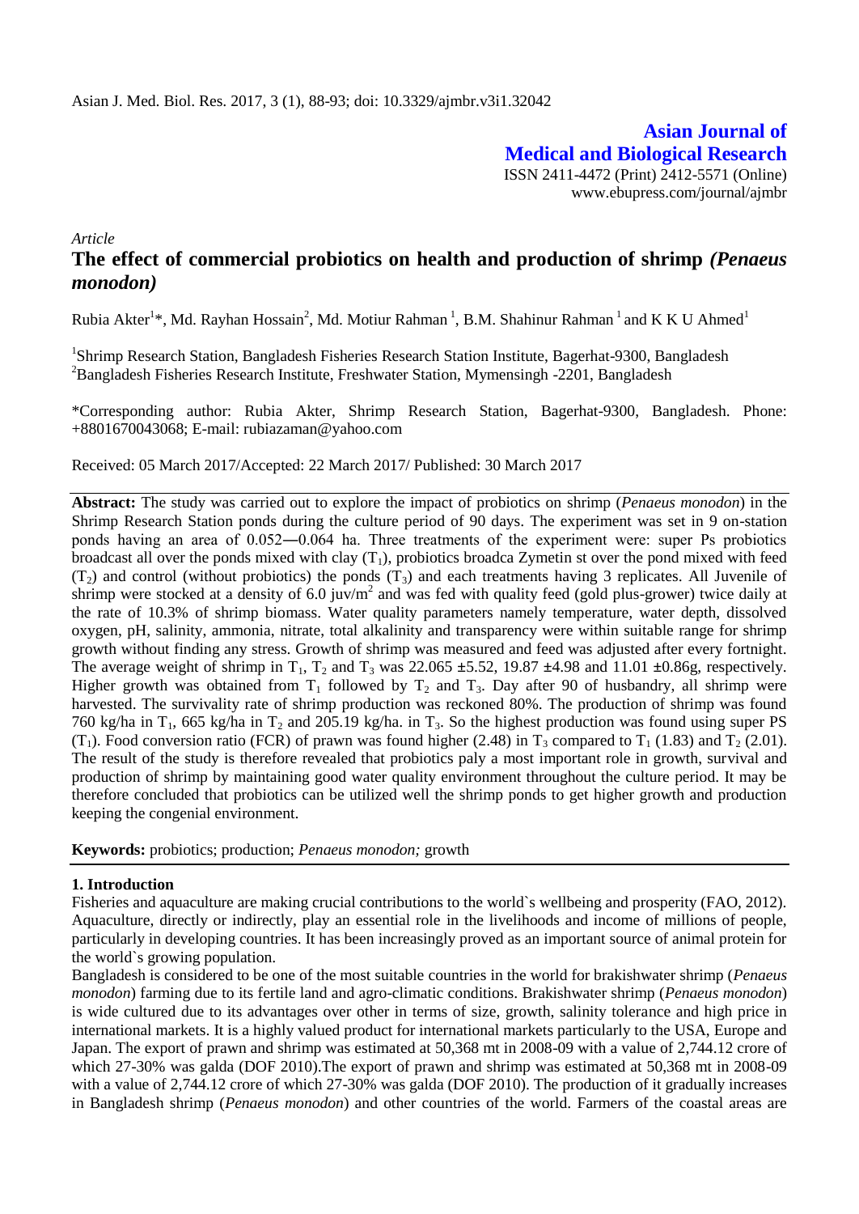# Asian Journal of Medical and Biological Research

ISSN 2411-4472 (Print) 2412-5571 (Online)
www.ebupress.com/journal/ajmbr

*Article*

## The effect of commercial probiotics on health and production of shrimp *(Penaeus monodon)*

Rubia Akter[1]*, Md. Rayhan Hossain[2], Md. Motiur Rahman [1], B.M. Shahinur Rahman [1] and K K U Ahmed[1]

[1]Shrimp Research Station, Bangladesh Fisheries Research Station Institute, Bagerhat-9300, Bangladesh
[2]Bangladesh Fisheries Research Institute, Freshwater Station, Mymensingh -2201, Bangladesh

*Corresponding author: Rubia Akter, Shrimp Research Station, Bagerhat-9300, Bangladesh. Phone: +8801670043068; E-mail: rubiazaman@yahoo.com

Received: 05 March 2017/Accepted: 22 March 2017/ Published: 30 March 2017

**Abstract:** The study was carried out to explore the impact of probiotics on shrimp (*Penaeus monodon*) in the Shrimp Research Station ponds during the culture period of 90 days. The experiment was set in 9 on-station ponds having an area of 0.052―0.064 ha. Three treatments of the experiment were: super Ps probiotics broadcast all over the ponds mixed with clay ($T_1$), probiotics broadca Zymetin st over the pond mixed with feed ($T_2$) and control (without probiotics) the ponds ($T_3$) and each treatments having 3 replicates. All Juvenile of shrimp were stocked at a density of 6.0 juv/$m^2$ and was fed with quality feed (gold plus-grower) twice daily at the rate of 10.3% of shrimp biomass. Water quality parameters namely temperature, water depth, dissolved oxygen, pH, salinity, ammonia, nitrate, total alkalinity and transparency were within suitable range for shrimp growth without finding any stress. Growth of shrimp was measured and feed was adjusted after every fortnight. The average weight of shrimp in $T_1$, $T_2$ and $T_3$ was 22.065 ±5.52, 19.87 ±4.98 and 11.01 ±0.86g, respectively. Higher growth was obtained from $T_1$ followed by $T_2$ and $T_3$. Day after 90 of husbandry, all shrimp were harvested. The survivality rate of shrimp production was reckoned 80%. The production of shrimp was found 760 kg/ha in $T_1$, 665 kg/ha in $T_2$ and 205.19 kg/ha. in $T_3$. So the highest production was found using super PS ($T_1$). Food conversion ratio (FCR) of prawn was found higher (2.48) in $T_3$ compared to $T_1$ (1.83) and $T_2$ (2.01). The result of the study is therefore revealed that probiotics paly a most important role in growth, survival and production of shrimp by maintaining good water quality environment throughout the culture period. It may be therefore concluded that probiotics can be utilized well the shrimp ponds to get higher growth and production keeping the congenial environment.

**Keywords:** probiotics; production; *Penaeus monodon;* growth

### 1. Introduction

Fisheries and aquaculture are making crucial contributions to the world`s wellbeing and prosperity (FAO, 2012). Aquaculture, directly or indirectly, play an essential role in the livelihoods and income of millions of people, particularly in developing countries. It has been increasingly proved as an important source of animal protein for the world`s growing population.

Bangladesh is considered to be one of the most suitable countries in the world for brakishwater shrimp (*Penaeus monodon*) farming due to its fertile land and agro-climatic conditions. Brakishwater shrimp (*Penaeus monodon*) is wide cultured due to its advantages over other in terms of size, growth, salinity tolerance and high price in international markets. It is a highly valued product for international markets particularly to the USA, Europe and Japan. The export of prawn and shrimp was estimated at 50,368 mt in 2008-09 with a value of 2,744.12 crore of which 27-30% was galda (DOF 2010).The export of prawn and shrimp was estimated at 50,368 mt in 2008-09 with a value of 2,744.12 crore of which 27-30% was galda (DOF 2010). The production of it gradually increases in Bangladesh shrimp (*Penaeus monodon*) and other countries of the world. Farmers of the coastal areas are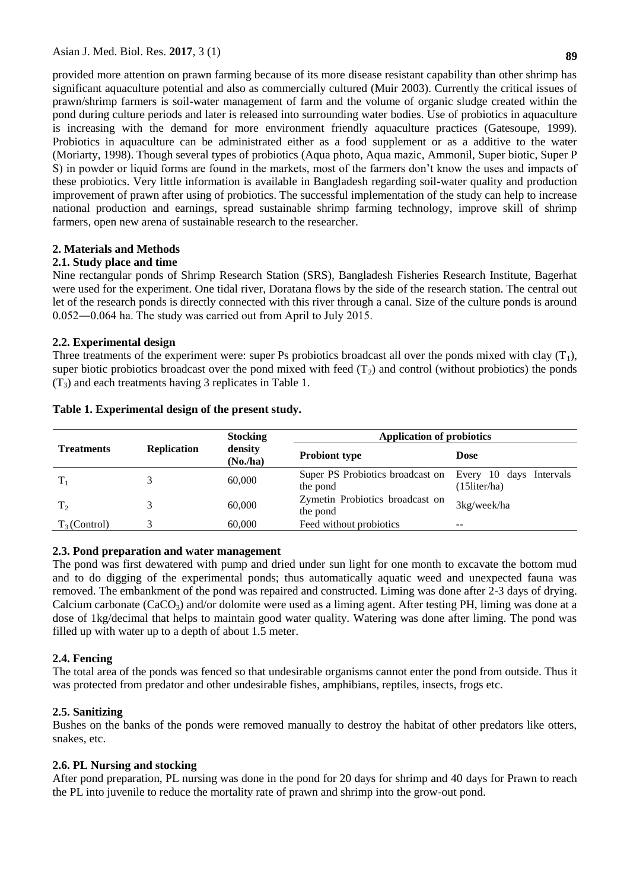provided more attention on prawn farming because of its more disease resistant capability than other shrimp has significant aquaculture potential and also as commercially cultured (Muir 2003). Currently the critical issues of prawn/shrimp farmers is soil-water management of farm and the volume of organic sludge created within the pond during culture periods and later is released into surrounding water bodies. Use of probiotics in aquaculture is increasing with the demand for more environment friendly aquaculture practices (Gatesoupe, 1999). Probiotics in aquaculture can be administrated either as a food supplement or as a additive to the water (Moriarty, 1998). Though several types of probiotics (Aqua photo, Aqua mazic, Ammonil, Super biotic, Super P S) in powder or liquid forms are found in the markets, most of the farmers don't know the uses and impacts of these probiotics. Very little information is available in Bangladesh regarding soil-water quality and production improvement of prawn after using of probiotics. The successful implementation of the study can help to increase national production and earnings, spread sustainable shrimp farming technology, improve skill of shrimp farmers, open new arena of sustainable research to the researcher.

## 2. Materials and Methods

### 2.1. Study place and time

Nine rectangular ponds of Shrimp Research Station (SRS), Bangladesh Fisheries Research Institute, Bagerhat were used for the experiment. One tidal river, Doratana flows by the side of the research station. The central out let of the research ponds is directly connected with this river through a canal. Size of the culture ponds is around 0.052―0.064 ha. The study was carried out from April to July 2015.

### 2.2. Experimental design

Three treatments of the experiment were: super Ps probiotics broadcast all over the ponds mixed with clay ($T_1$), super biotic probiotics broadcast over the pond mixed with feed ($T_2$) and control (without probiotics) the ponds ($T_3$) and each treatments having 3 replicates in Table 1.

**Table 1. Experimental design of the present study.**

| Treatments | Replication | Stocking density (No./ha) | Application of probiotics | |
|---|---|---|---|---|
| | | | **Probiont type** | **Dose** |
| $T_1$ | 3 | 60,000 | Super PS Probiotics broadcast on the pond | Every 10 days Intervals (15liter/ha) |
| $T_2$ | 3 | 60,000 | Zymetin Probiotics broadcast on the pond | 3kg/week/ha |
| $T_3$ (Control) | 3 | 60,000 | Feed without probiotics | -- |

### 2.3. Pond preparation and water management

The pond was first dewatered with pump and dried under sun light for one month to excavate the bottom mud and to do digging of the experimental ponds; thus automatically aquatic weed and unexpected fauna was removed. The embankment of the pond was repaired and constructed. Liming was done after 2-3 days of drying. Calcium carbonate ($CaCO_3$) and/or dolomite were used as a liming agent. After testing PH, liming was done at a dose of 1kg/decimal that helps to maintain good water quality. Watering was done after liming. The pond was filled up with water up to a depth of about 1.5 meter.

### 2.4. Fencing

The total area of the ponds was fenced so that undesirable organisms cannot enter the pond from outside. Thus it was protected from predator and other undesirable fishes, amphibians, reptiles, insects, frogs etc.

### 2.5. Sanitizing

Bushes on the banks of the ponds were removed manually to destroy the habitat of other predators like otters, snakes, etc.

### 2.6. PL Nursing and stocking

After pond preparation, PL nursing was done in the pond for 20 days for shrimp and 40 days for Prawn to reach the PL into juvenile to reduce the mortality rate of prawn and shrimp into the grow-out pond.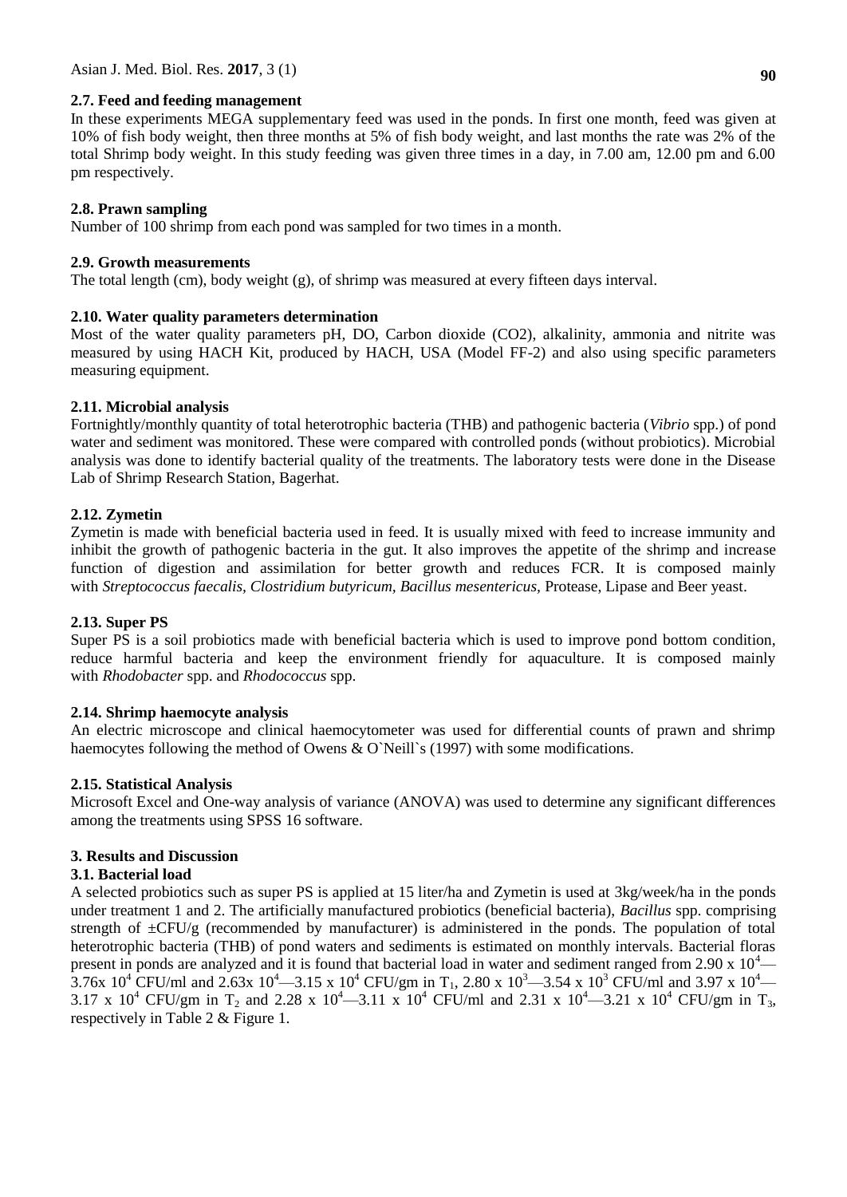### 2.7. Feed and feeding management

In these experiments MEGA supplementary feed was used in the ponds. In first one month, feed was given at 10% of fish body weight, then three months at 5% of fish body weight, and last months the rate was 2% of the total Shrimp body weight. In this study feeding was given three times in a day, in 7.00 am, 12.00 pm and 6.00 pm respectively.

### 2.8. Prawn sampling

Number of 100 shrimp from each pond was sampled for two times in a month.

### 2.9. Growth measurements

The total length (cm), body weight (g), of shrimp was measured at every fifteen days interval.

### 2.10. Water quality parameters determination

Most of the water quality parameters pH, DO, Carbon dioxide ($CO_2$), alkalinity, ammonia and nitrite was measured by using HACH Kit, produced by HACH, USA (Model FF-2) and also using specific parameters measuring equipment.

### 2.11. Microbial analysis

Fortnightly/monthly quantity of total heterotrophic bacteria (THB) and pathogenic bacteria (*Vibrio* spp.) of pond water and sediment was monitored. These were compared with controlled ponds (without probiotics). Microbial analysis was done to identify bacterial quality of the treatments. The laboratory tests were done in the Disease Lab of Shrimp Research Station, Bagerhat.

### 2.12. Zymetin

Zymetin is made with beneficial bacteria used in feed. It is usually mixed with feed to increase immunity and inhibit the growth of pathogenic bacteria in the gut. It also improves the appetite of the shrimp and increase function of digestion and assimilation for better growth and reduces FCR. It is composed mainly with *Streptococcus faecalis*, *Clostridium butyricum*, *Bacillus mesentericus*, Protease, Lipase and Beer yeast.

### 2.13. Super PS

Super PS is a soil probiotics made with beneficial bacteria which is used to improve pond bottom condition, reduce harmful bacteria and keep the environment friendly for aquaculture. It is composed mainly with *Rhodobacter* spp. and *Rhodococcus* spp.

### 2.14. Shrimp haemocyte analysis

An electric microscope and clinical haemocytometer was used for differential counts of prawn and shrimp haemocytes following the method of Owens & O`Neill`s (1997) with some modifications.

### 2.15. Statistical Analysis

Microsoft Excel and One-way analysis of variance (ANOVA) was used to determine any significant differences among the treatments using SPSS 16 software.

## 3. Results and Discussion

### 3.1. Bacterial load

A selected probiotics such as super PS is applied at 15 liter/ha and Zymetin is used at 3kg/week/ha in the ponds under treatment 1 and 2. The artificially manufactured probiotics (beneficial bacteria), *Bacillus* spp. comprising strength of ±CFU/g (recommended by manufacturer) is administered in the ponds. The population of total heterotrophic bacteria (THB) of pond waters and sediments is estimated on monthly intervals. Bacterial floras present in ponds are analyzed and it is found that bacterial load in water and sediment ranged from $2.90 \times 10^4$—$3.76 \times 10^4$ CFU/ml and $2.63 \times 10^4$—$3.15 \times 10^4$ CFU/gm in $T_1$, $2.80 \times 10^3$—$3.54 \times 10^3$ CFU/ml and $3.97 \times 10^4$—$3.17 \times 10^4$ CFU/gm in $T_2$ and $2.28 \times 10^4$—$3.11 \times 10^4$ CFU/ml and $2.31 \times 10^4$—$3.21 \times 10^4$ CFU/gm in $T_3$, respectively in Table 2 & Figure 1.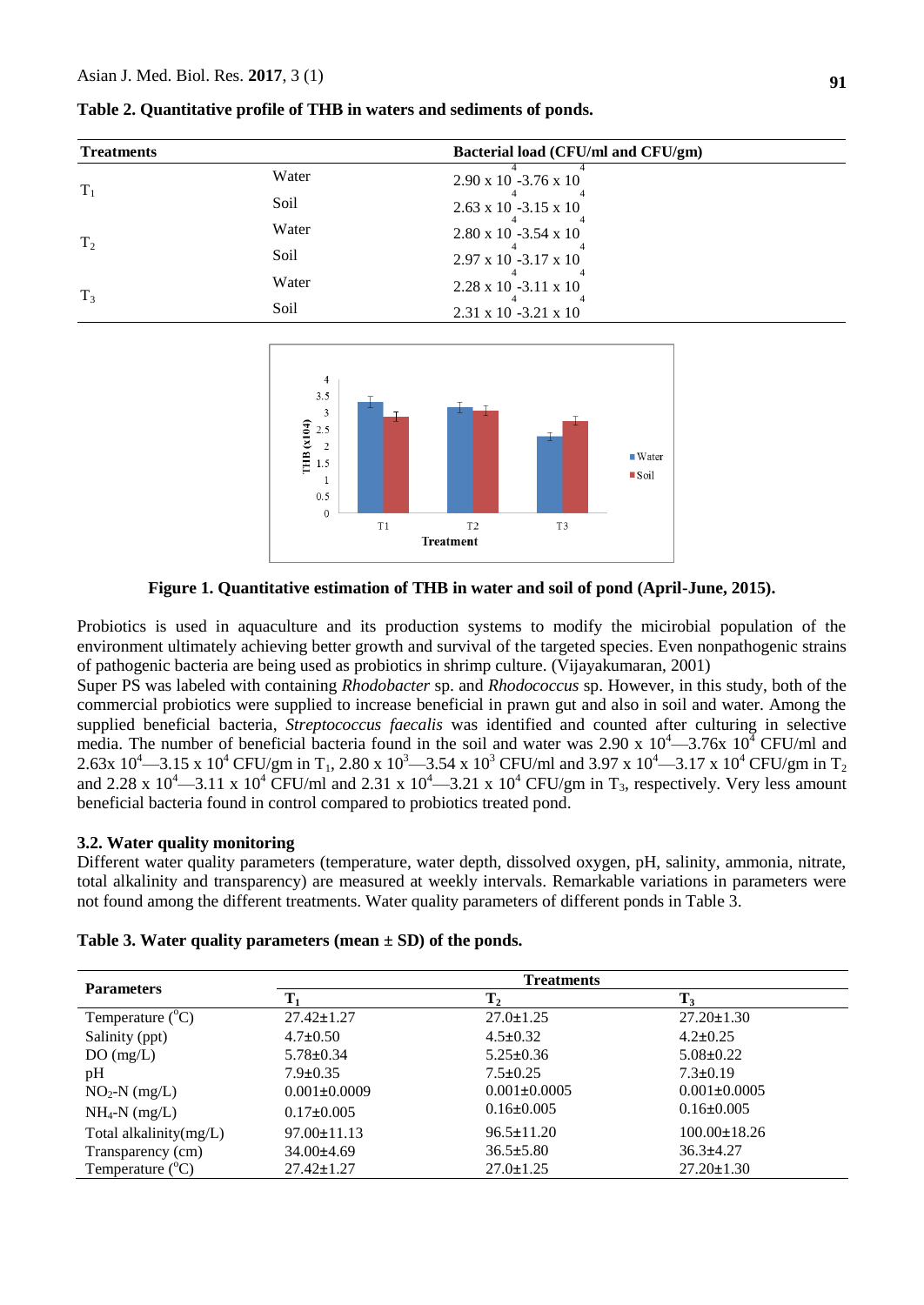**Table 2. Quantitative profile of THB in waters and sediments of ponds.**

| Treatments | | Bacterial load (CFU/ml and CFU/gm) |
|---|---|---|
| $T_1$ | Water | $2.90 \times 10^4$ -$3.76 \times 10^4$ |
| | Soil | $2.63 \times 10^4$ -$3.15 \times 10^4$ |
| $T_2$ | Water | $2.80 \times 10^4$ -$3.54 \times 10^4$ |
| | Soil | $2.97 \times 10^4$ -$3.17 \times 10^4$ |
| $T_3$ | Water | $2.28 \times 10^4$ -$3.11 \times 10^4$ |
| | Soil | $2.31 \times 10^4$ -$3.21 \times 10^4$ |

**Figure 1. Quantitative estimation of THB in water and soil of pond (April-June, 2015).**

Probiotics is used in aquaculture and its production systems to modify the micirobial population of the environment ultimately achieving better growth and survival of the targeted species. Even nonpathogenic strains of pathogenic bacteria are being used as probiotics in shrimp culture. (Vijayakumaran, 2001)

Super PS was labeled with containing *Rhodobacter* sp. and *Rhodococcus* sp. However, in this study, both of the commercial probiotics were supplied to increase beneficial in prawn gut and also in soil and water. Among the supplied beneficial bacteria, *Streptococcus faecalis* was identified and counted after culturing in selective media. The number of beneficial bacteria found in the soil and water was $2.90 \times 10^4$—$3.76 \text{x } 10^4$ CFU/ml and $2.63 \text{x } 10^4$—$3.15 \times 10^4$ CFU/gm in $T_1$, $2.80 \times 10^3$—$3.54 \times 10^3$ CFU/ml and $3.97 \times 10^4$—$3.17 \times 10^4$ CFU/gm in $T_2$ and $2.28 \times 10^4$—$3.11 \times 10^4$ CFU/ml and $2.31 \times 10^4$—$3.21 \times 10^4$ CFU/gm in $T_3$, respectively. Very less amount beneficial bacteria found in control compared to probiotics treated pond.

### 3.2. Water quality monitoring

Different water quality parameters (temperature, water depth, dissolved oxygen, pH, salinity, ammonia, nitrate, total alkalinity and transparency) are measured at weekly intervals. Remarkable variations in parameters were not found among the different treatments. Water quality parameters of different ponds in Table 3.

**Table 3. Water quality parameters (mean ± SD) of the ponds.**

| Parameters | Treatments | | |
|---|---|---|---|
| | $T_1$ | $T_2$ | $T_3$ |
| Temperature ($^o$C) | 27.42±1.27 | 27.0±1.25 | 27.20±1.30 |
| Salinity (ppt) | 4.7±0.50 | 4.5±0.32 | 4.2±0.25 |
| DO (mg/L) | 5.78±0.34 | 5.25±0.36 | 5.08±0.22 |
| pH | 7.9±0.35 | 7.5±0.25 | 7.3±0.19 |
| $NO_2$-N (mg/L) | 0.001±0.0009 | 0.001±0.0005 | 0.001±0.0005 |
| $NH_4$-N (mg/L) | 0.17±0.005 | 0.16±0.005 | 0.16±0.005 |
| Total alkalinity(mg/L) | 97.00±11.13 | 96.5±11.20 | 100.00±18.26 |
| Transparency (cm) | 34.00±4.69 | 36.5±5.80 | 36.3±4.27 |
| Temperature ($^o$C) | 27.42±1.27 | 27.0±1.25 | 27.20±1.30 |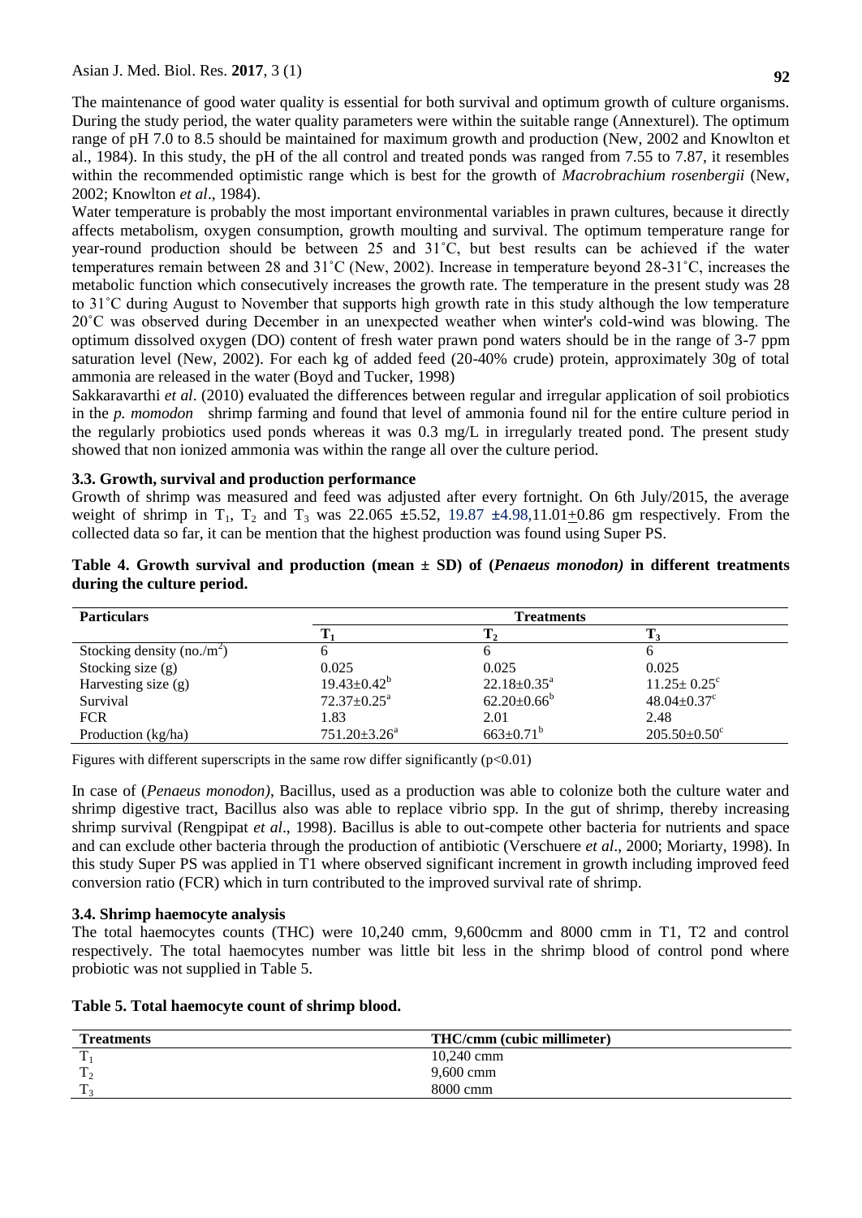The maintenance of good water quality is essential for both survival and optimum growth of culture organisms. During the study period, the water quality parameters were within the suitable range (Annexturel). The optimum range of pH 7.0 to 8.5 should be maintained for maximum growth and production (New, 2002 and Knowlton et al., 1984). In this study, the pH of the all control and treated ponds was ranged from 7.55 to 7.87, it resembles within the recommended optimistic range which is best for the growth of *Macrobrachium rosenbergii* (New, 2002; Knowlton *et al*., 1984).

Water temperature is probably the most important environmental variables in prawn cultures, because it directly affects metabolism, oxygen consumption, growth moulting and survival. The optimum temperature range for year-round production should be between 25 and 31˚C, but best results can be achieved if the water temperatures remain between 28 and 31˚C (New, 2002). Increase in temperature beyond 28-31˚C, increases the metabolic function which consecutively increases the growth rate. The temperature in the present study was 28 to 31˚C during August to November that supports high growth rate in this study although the low temperature 20˚C was observed during December in an unexpected weather when winter's cold-wind was blowing. The optimum dissolved oxygen (DO) content of fresh water prawn pond waters should be in the range of 3-7 ppm saturation level (New, 2002). For each kg of added feed (20-40% crude) protein, approximately 30g of total ammonia are released in the water (Boyd and Tucker, 1998)

Sakkaravarthi *et al*. (2010) evaluated the differences between regular and irregular application of soil probiotics in the *p. momodon* shrimp farming and found that level of ammonia found nil for the entire culture period in the regularly probiotics used ponds whereas it was 0.3 mg/L in irregularly treated pond. The present study showed that non ionized ammonia was within the range all over the culture period.

### 3.3. Growth, survival and production performance

Growth of shrimp was measured and feed was adjusted after every fortnight. On 6th July/2015, the average weight of shrimp in $T_1$, $T_2$ and $T_3$ was 22.065 ±5.52, 19.87 ±4.98,11.01±0.86 gm respectively. From the collected data so far, it can be mention that the highest production was found using Super PS.

**Table 4. Growth survival and production (mean ± SD) of (*Penaeus monodon*) in different treatments during the culture period.**

| Particulars | Treatments | | |
|---|---|---|---|
| | $T_1$ | $T_2$ | $T_3$ |
| Stocking density (no./m$^2$) | 6 | 6 | 6 |
| Stocking size (g) | 0.025 | 0.025 | 0.025 |
| Harvesting size (g) | $19.43 \pm 0.42^b$ | $22.18 \pm 0.35^a$ | $11.25 \pm 0.25^c$ |
| Survival | $72.37 \pm 0.25^a$ | $62.20 \pm 0.66^b$ | $48.04 \pm 0.37^c$ |
| FCR | 1.83 | 2.01 | 2.48 |
| Production (kg/ha) | $751.20 \pm 3.26^a$ | $663 \pm 0.71^b$ | $205.50 \pm 0.50^c$ |

Figures with different superscripts in the same row differ significantly ($p<0.01$)

In case of (*Penaeus monodon)*, Bacillus, used as a production was able to colonize both the culture water and shrimp digestive tract, Bacillus also was able to replace vibrio spp. In the gut of shrimp, thereby increasing shrimp survival (Rengpipat *et al*., 1998). Bacillus is able to out-compete other bacteria for nutrients and space and can exclude other bacteria through the production of antibiotic (Verschuere *et al*., 2000; Moriarty, 1998). In this study Super PS was applied in T1 where observed significant increment in growth including improved feed conversion ratio (FCR) which in turn contributed to the improved survival rate of shrimp.

### 3.4. Shrimp haemocyte analysis

The total haemocytes counts (THC) were 10,240 cmm, 9,600cmm and 8000 cmm in T1, T2 and control respectively. The total haemocytes number was little bit less in the shrimp blood of control pond where probiotic was not supplied in Table 5.

**Table 5. Total haemocyte count of shrimp blood.**

| Treatments | THC/cmm (cubic millimeter) |
|---|---|
| $T_1$ | 10,240 cmm |
| $T_2$ | 9,600 cmm |
| $T_3$ | 8000 cmm |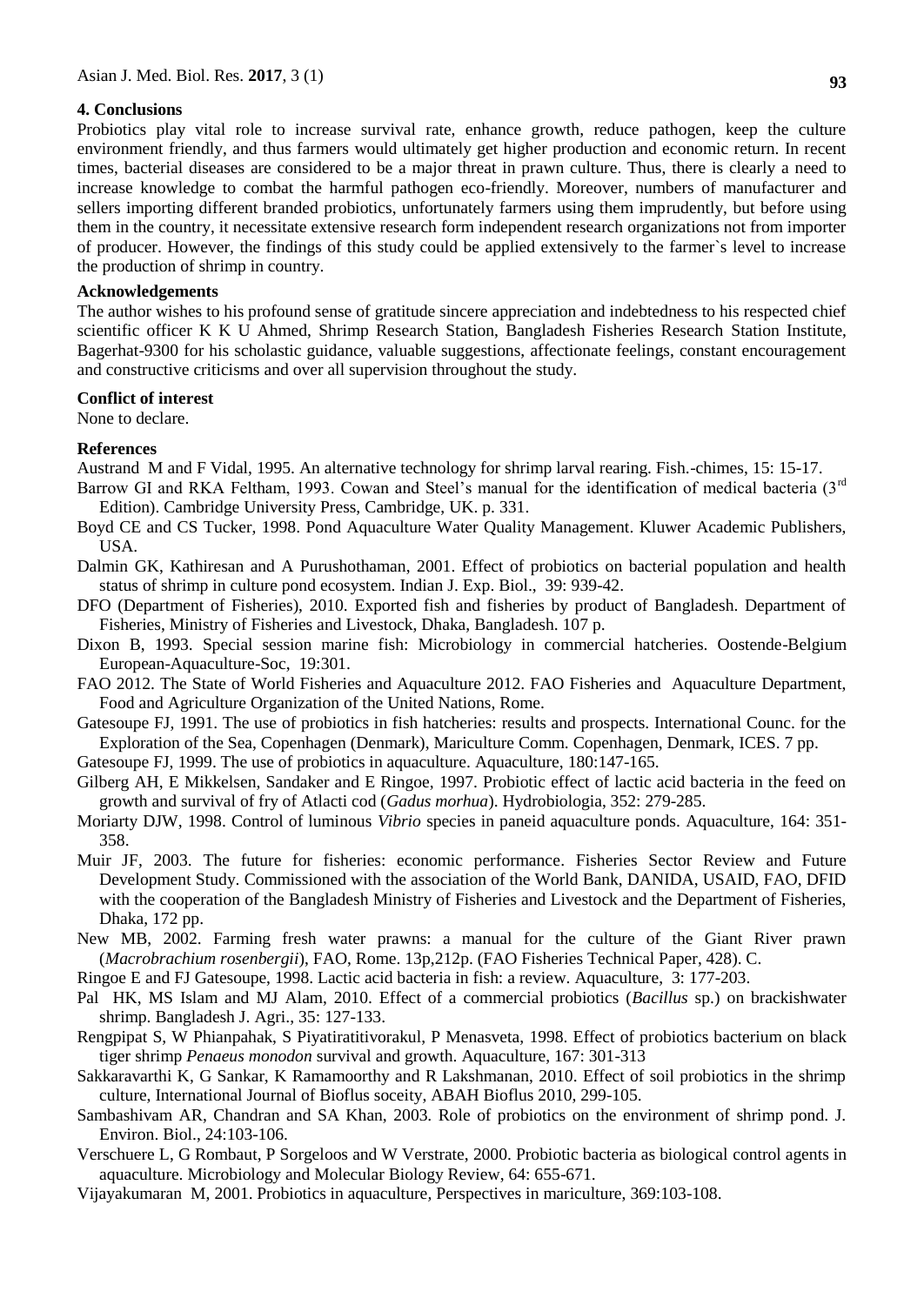## 4. Conclusions

Probiotics play vital role to increase survival rate, enhance growth, reduce pathogen, keep the culture environment friendly, and thus farmers would ultimately get higher production and economic return. In recent times, bacterial diseases are considered to be a major threat in prawn culture. Thus, there is clearly a need to increase knowledge to combat the harmful pathogen eco-friendly. Moreover, numbers of manufacturer and sellers importing different branded probiotics, unfortunately farmers using them imprudently, but before using them in the country, it necessitate extensive research form independent research organizations not from importer of producer. However, the findings of this study could be applied extensively to the farmer`s level to increase the production of shrimp in country.

## Acknowledgements

The author wishes to his profound sense of gratitude sincere appreciation and indebtedness to his respected chief scientific officer K K U Ahmed, Shrimp Research Station, Bangladesh Fisheries Research Station Institute, Bagerhat-9300 for his scholastic guidance, valuable suggestions, affectionate feelings, constant encouragement and constructive criticisms and over all supervision throughout the study.

## Conflict of interest

None to declare.

## References

Austrand M and F Vidal, 1995. An alternative technology for shrimp larval rearing. Fish.-chimes, 15: 15-17.

Barrow GI and RKA Feltham, 1993. Cowan and Steel's manual for the identification of medical bacteria (3rd Edition). Cambridge University Press, Cambridge, UK. p. 331.

Boyd CE and CS Tucker, 1998. Pond Aquaculture Water Quality Management. Kluwer Academic Publishers, USA.

Dalmin GK, Kathiresan and A Purushothaman, 2001. Effect of probiotics on bacterial population and health status of shrimp in culture pond ecosystem. Indian J. Exp. Biol., 39: 939-42.

DFO (Department of Fisheries), 2010. Exported fish and fisheries by product of Bangladesh. Department of Fisheries, Ministry of Fisheries and Livestock, Dhaka, Bangladesh. 107 p.

Dixon B, 1993. Special session marine fish: Microbiology in commercial hatcheries. Oostende-Belgium European-Aquaculture-Soc, 19:301.

FAO 2012. The State of World Fisheries and Aquaculture 2012. FAO Fisheries and Aquaculture Department, Food and Agriculture Organization of the United Nations, Rome.

Gatesoupe FJ, 1991. The use of probiotics in fish hatcheries: results and prospects. International Counc. for the Exploration of the Sea, Copenhagen (Denmark), Mariculture Comm. Copenhagen, Denmark, ICES. 7 pp.

Gatesoupe FJ, 1999. The use of probiotics in aquaculture. Aquaculture, 180:147-165.

Gilberg AH, E Mikkelsen, Sandaker and E Ringoe, 1997. Probiotic effect of lactic acid bacteria in the feed on growth and survival of fry of Atlacti cod (*Gadus morhua*). Hydrobiologia, 352: 279-285.

Moriarty DJW, 1998. Control of luminous *Vibrio* species in paneid aquaculture ponds. Aquaculture, 164: 351-358.

Muir JF, 2003. The future for fisheries: economic performance. Fisheries Sector Review and Future Development Study. Commissioned with the association of the World Bank, DANIDA, USAID, FAO, DFID with the cooperation of the Bangladesh Ministry of Fisheries and Livestock and the Department of Fisheries, Dhaka, 172 pp.

New MB, 2002. Farming fresh water prawns: a manual for the culture of the Giant River prawn (*Macrobrachium rosenbergii*), FAO, Rome. 13p,212p. (FAO Fisheries Technical Paper, 428). C.

Ringoe E and FJ Gatesoupe, 1998. Lactic acid bacteria in fish: a review. Aquaculture, 3: 177-203.

Pal HK, MS Islam and MJ Alam, 2010. Effect of a commercial probiotics (*Bacillus* sp.) on brackishwater shrimp. Bangladesh J. Agri., 35: 127-133.

Rengpipat S, W Phianpahak, S Piyatiratitivorakul, P Menasveta, 1998. Effect of probiotics bacterium on black tiger shrimp *Penaeus monodon* survival and growth. Aquaculture, 167: 301-313

Sakkaravarthi K, G Sankar, K Ramamoorthy and R Lakshmanan, 2010. Effect of soil probiotics in the shrimp culture, International Journal of Bioflus soceity, ABAH Bioflus 2010, 299-105.

Sambashivam AR, Chandran and SA Khan, 2003. Role of probiotics on the environment of shrimp pond. J. Environ. Biol., 24:103-106.

Verschuere L, G Rombaut, P Sorgeloos and W Verstrate, 2000. Probiotic bacteria as biological control agents in aquaculture. Microbiology and Molecular Biology Review, 64: 655-671.

Vijayakumaran M, 2001. Probiotics in aquaculture, Perspectives in mariculture, 369:103-108.